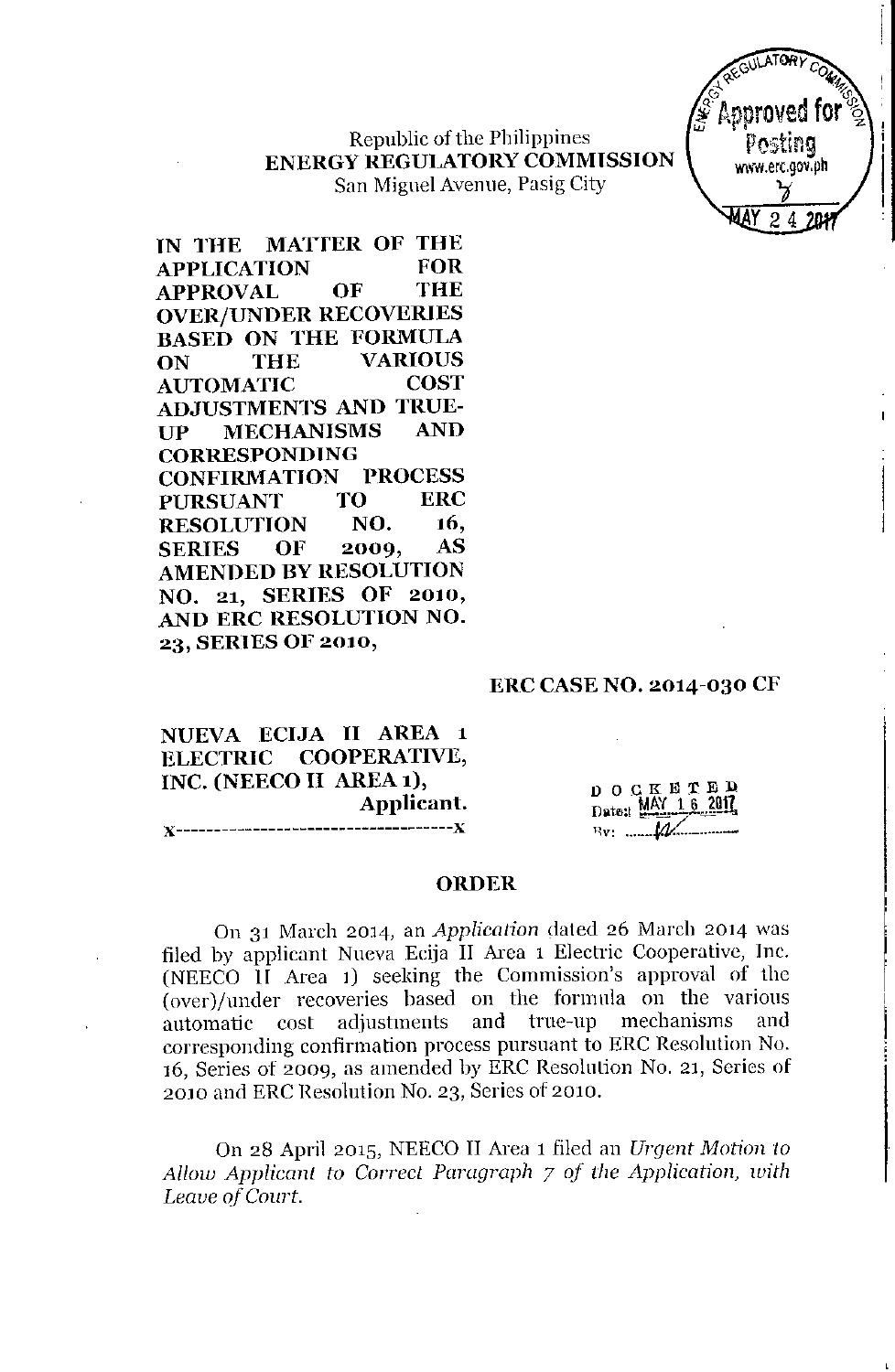Republic of the Philippines
**ENERGY REGULATORY COMMISSION**
San Miguel Avenue, Pasig City

ENERGY REGULATORY COMMISSION
Approved for Posting
www.erc.gov.ph
MAY 24 2017

**IN THE MATTER OF THE APPLICATION FOR APPROVAL OF THE OVER/UNDER RECOVERIES BASED ON THE FORMULA ON THE VARIOUS AUTOMATIC COST ADJUSTMENTS AND TRUE-UP MECHANISMS AND CORRESPONDING CONFIRMATION PROCESS PURSUANT TO ERC RESOLUTION NO. 16, SERIES OF 2009, AS AMENDED BY RESOLUTION NO. 21, SERIES OF 2010, AND ERC RESOLUTION NO. 23, SERIES OF 2010,**

**ERC CASE NO. 2014-030 CF**

**NUEVA ECIJA II AREA 1 ELECTRIC COOPERATIVE, INC. (NEECO II AREA 1),**
**Applicant.**
x-----------------------------------x

DOCKETED
Date: MAY 16 2017
By: ______

## ORDER

On 31 March 2014, an *Application* dated 26 March 2014 was filed by applicant Nueva Ecija II Area 1 Electric Cooperative, Inc. (NEECO II Area 1) seeking the Commission's approval of the (over)/under recoveries based on the formula on the various automatic cost adjustments and true-up mechanisms and corresponding confirmation process pursuant to ERC Resolution No. 16, Series of 2009, as amended by ERC Resolution No. 21, Series of 2010 and ERC Resolution No. 23, Series of 2010.

On 28 April 2015, NEECO II Area 1 filed an *Urgent Motion to Allow Applicant to Correct Paragraph 7 of the Application, with Leave of Court.*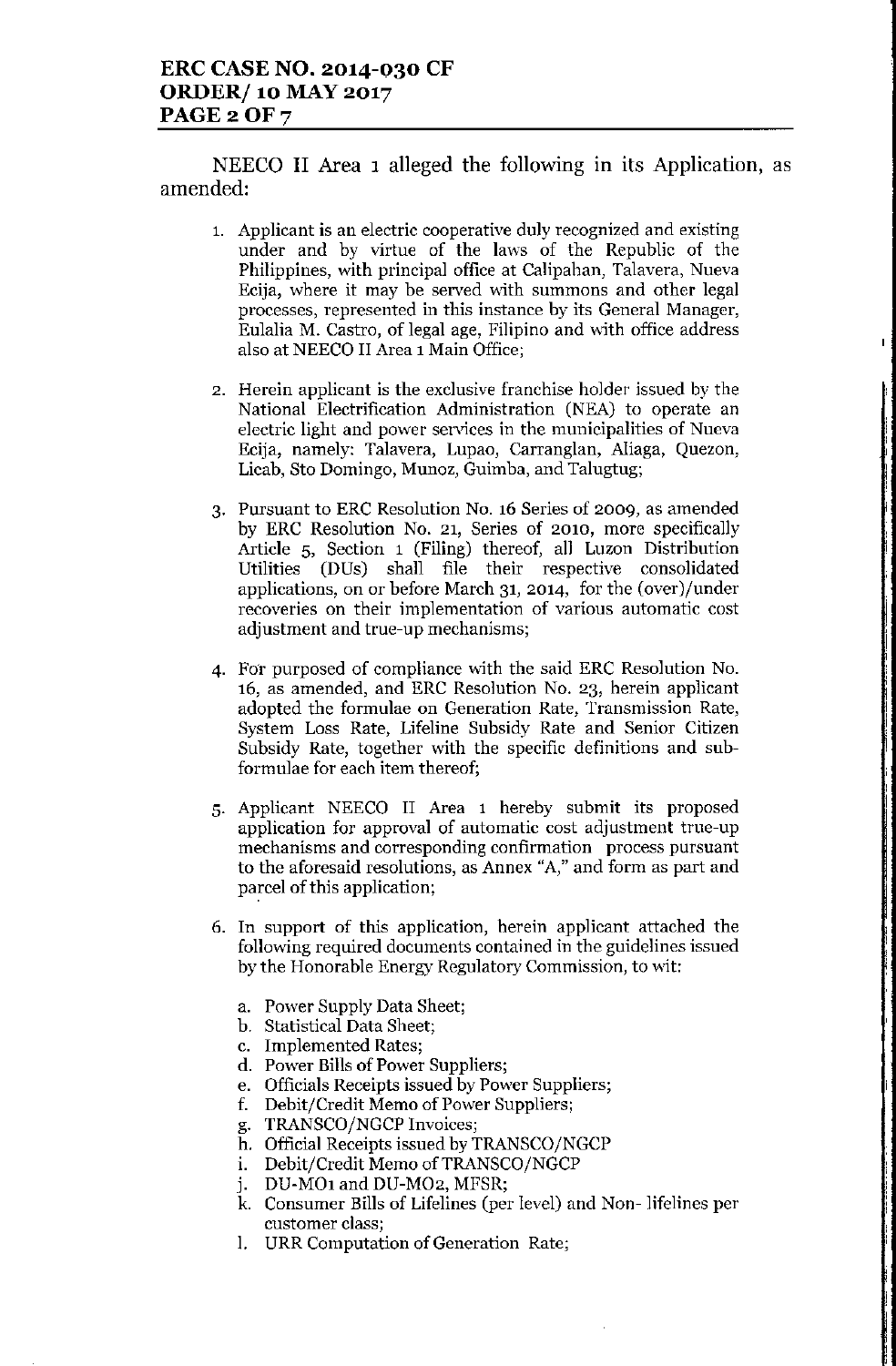NEECO II Area 1 alleged the following in its Application, as amended:

1. Applicant is an electric cooperative duly recognized and existing under and by virtue of the laws of the Republic of the Philippines, with principal office at Calipahan, Talavera, Nueva Ecija, where it may be served with summons and other legal processes, represented in this instance by its General Manager, Eulalia M. Castro, of legal age, Filipino and with office address also at NEECO II Area 1 Main Office;

2. Herein applicant is the exclusive franchise holder issued by the National Electrification Administration (NEA) to operate an electric light and power services in the municipalities of Nueva Ecija, namely: Talavera, Lupao, Carranglan, Aliaga, Quezon, Licab, Sto Domingo, Munoz, Guimba, and Talugtug;

3. Pursuant to ERC Resolution No. 16 Series of 2009, as amended by ERC Resolution No. 21, Series of 2010, more specifically Article 5, Section 1 (Filing) thereof, all Luzon Distribution Utilities (DUs) shall file their respective consolidated applications, on or before March 31, 2014, for the (over)/under recoveries on their implementation of various automatic cost adjustment and true-up mechanisms;

4. For purposed of compliance with the said ERC Resolution No. 16, as amended, and ERC Resolution No. 23, herein applicant adopted the formulae on Generation Rate, Transmission Rate, System Loss Rate, Lifeline Subsidy Rate and Senior Citizen Subsidy Rate, together with the specific definitions and sub-formulae for each item thereof;

5. Applicant NEECO II Area 1 hereby submit its proposed application for approval of automatic cost adjustment true-up mechanisms and corresponding confirmation process pursuant to the aforesaid resolutions, as Annex "A," and form as part and parcel of this application;

6. In support of this application, herein applicant attached the following required documents contained in the guidelines issued by the Honorable Energy Regulatory Commission, to wit:

   a. Power Supply Data Sheet;
   b. Statistical Data Sheet;
   c. Implemented Rates;
   d. Power Bills of Power Suppliers;
   e. Officials Receipts issued by Power Suppliers;
   f. Debit/Credit Memo of Power Suppliers;
   g. TRANSCO/NGCP Invoices;
   h. Official Receipts issued by TRANSCO/NGCP
   i. Debit/Credit Memo of TRANSCO/NGCP
   j. DU-MO1 and DU-MO2, MFSR;
   k. Consumer Bills of Lifelines (per level) and Non- lifelines per customer class;
   l. URR Computation of Generation Rate;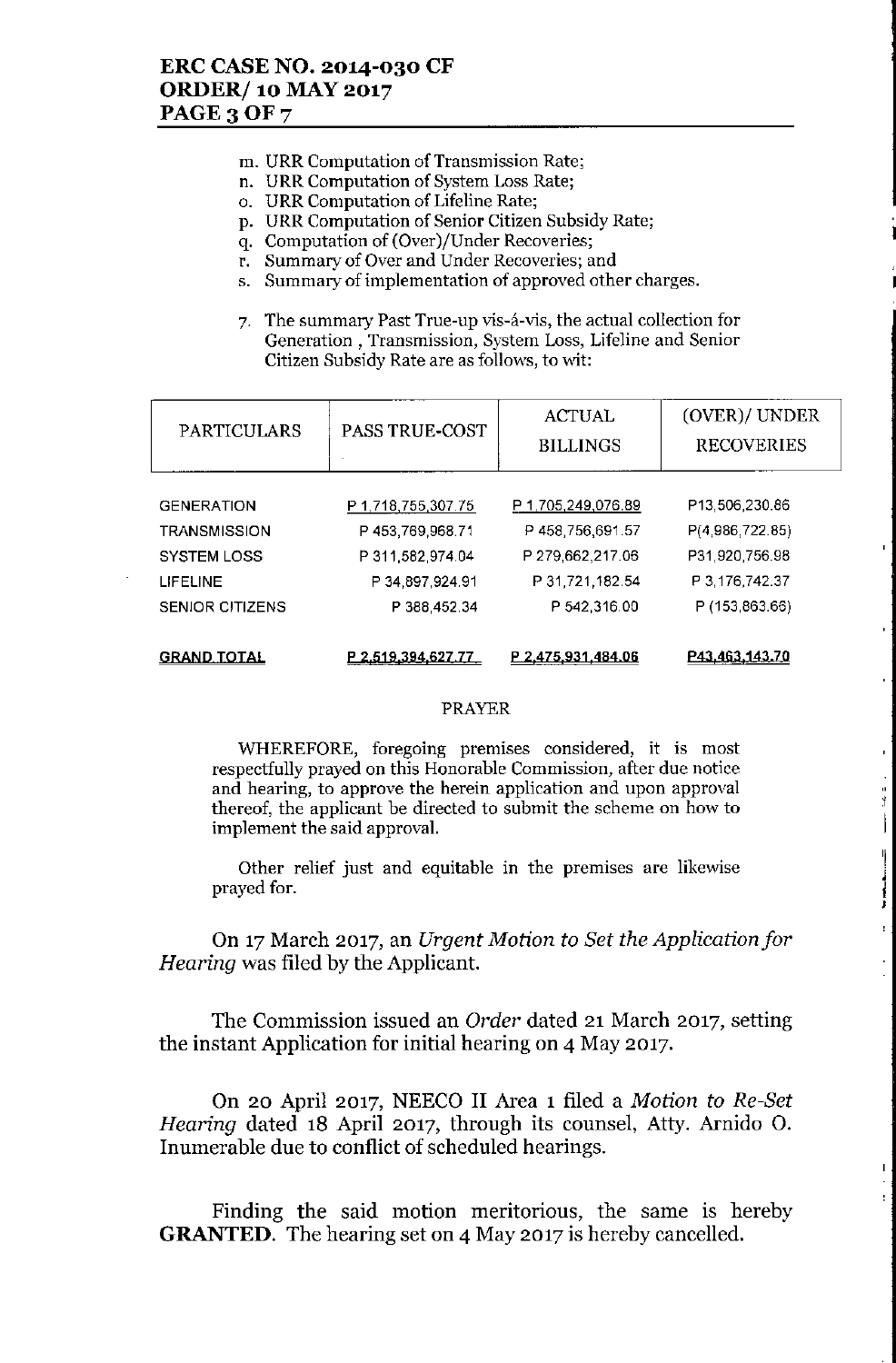m. URR Computation of Transmission Rate;
n. URR Computation of System Loss Rate;
o. URR Computation of Lifeline Rate;
p. URR Computation of Senior Citizen Subsidy Rate;
q. Computation of (Over)/Under Recoveries;
r. Summary of Over and Under Recoveries; and
s. Summary of implementation of approved other charges.

7. The summary Past True-up vis-á-vis, the actual collection for Generation , Transmission, System Loss, Lifeline and Senior Citizen Subsidy Rate are as follows, to wit:

| PARTICULARS | PASS TRUE-COST | ACTUAL BILLINGS | (OVER)/ UNDER RECOVERIES |
|---|---|---|---|
| GENERATION | P 1,718,755,307.75 | P 1,705,249,076.89 | P13,506,230.86 |
| TRANSMISSION | P 453,769,968.71 | P 458,756,691.57 | P(4,986,722.85) |
| SYSTEM LOSS | P 311,582,974.04 | P 279,662,217.06 | P31,920,756.98 |
| LIFELINE | P 34,897,924.91 | P 31,721,182.54 | P 3,176,742.37 |
| SENIOR CITIZENS | P 388,452.34 | P 542,316.00 | P (153,863.66) |
| **GRAND TOTAL** | **P 2,519,394,627.77** | **P 2,475,931,484.06** | **P43,463,143.70** |

PRAYER

WHEREFORE, foregoing premises considered, it is most respectfully prayed on this Honorable Commission, after due notice and hearing, to approve the herein application and upon approval thereof, the applicant be directed to submit the scheme on how to implement the said approval.

Other relief just and equitable in the premises are likewise prayed for.

On 17 March 2017, an *Urgent Motion to Set the Application for Hearing* was filed by the Applicant.

The Commission issued an *Order* dated 21 March 2017, setting the instant Application for initial hearing on 4 May 2017.

On 20 April 2017, NEECO II Area 1 filed a *Motion to Re-Set Hearing* dated 18 April 2017, through its counsel, Atty. Arnido O. Inumerable due to conflict of scheduled hearings.

Finding the said motion meritorious, the same is hereby **GRANTED**. The hearing set on 4 May 2017 is hereby cancelled.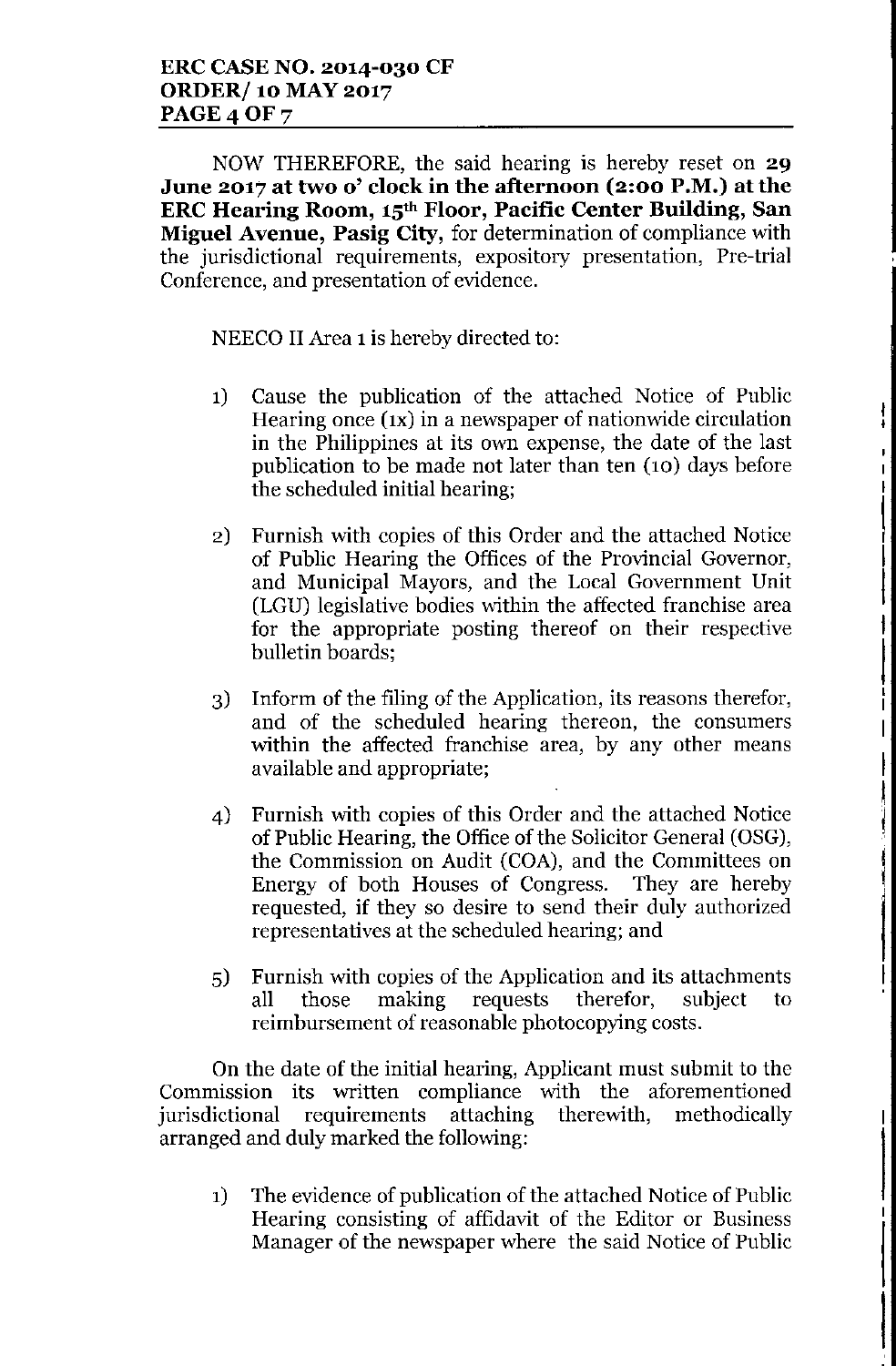NOW THEREFORE, the said hearing is hereby reset on **29 June 2017 at two o' clock in the afternoon (2:00 P.M.) at the ERC Hearing Room, 15th Floor, Pacific Center Building, San Miguel Avenue, Pasig City,** for determination of compliance with the jurisdictional requirements, expository presentation, Pre-trial Conference, and presentation of evidence.

NEECO II Area 1 is hereby directed to:

1) Cause the publication of the attached Notice of Public Hearing once (1x) in a newspaper of nationwide circulation in the Philippines at its own expense, the date of the last publication to be made not later than ten (10) days before the scheduled initial hearing;

2) Furnish with copies of this Order and the attached Notice of Public Hearing the Offices of the Provincial Governor, and Municipal Mayors, and the Local Government Unit (LGU) legislative bodies within the affected franchise area for the appropriate posting thereof on their respective bulletin boards;

3) Inform of the filing of the Application, its reasons therefor, and of the scheduled hearing thereon, the consumers within the affected franchise area, by any other means available and appropriate;

4) Furnish with copies of this Order and the attached Notice of Public Hearing, the Office of the Solicitor General (OSG), the Commission on Audit (COA), and the Committees on Energy of both Houses of Congress. They are hereby requested, if they so desire to send their duly authorized representatives at the scheduled hearing; and

5) Furnish with copies of the Application and its attachments all those making requests therefor, subject to reimbursement of reasonable photocopying costs.

On the date of the initial hearing, Applicant must submit to the Commission its written compliance with the aforementioned jurisdictional requirements attaching therewith, methodically arranged and duly marked the following:

1) The evidence of publication of the attached Notice of Public Hearing consisting of affidavit of the Editor or Business Manager of the newspaper where the said Notice of Public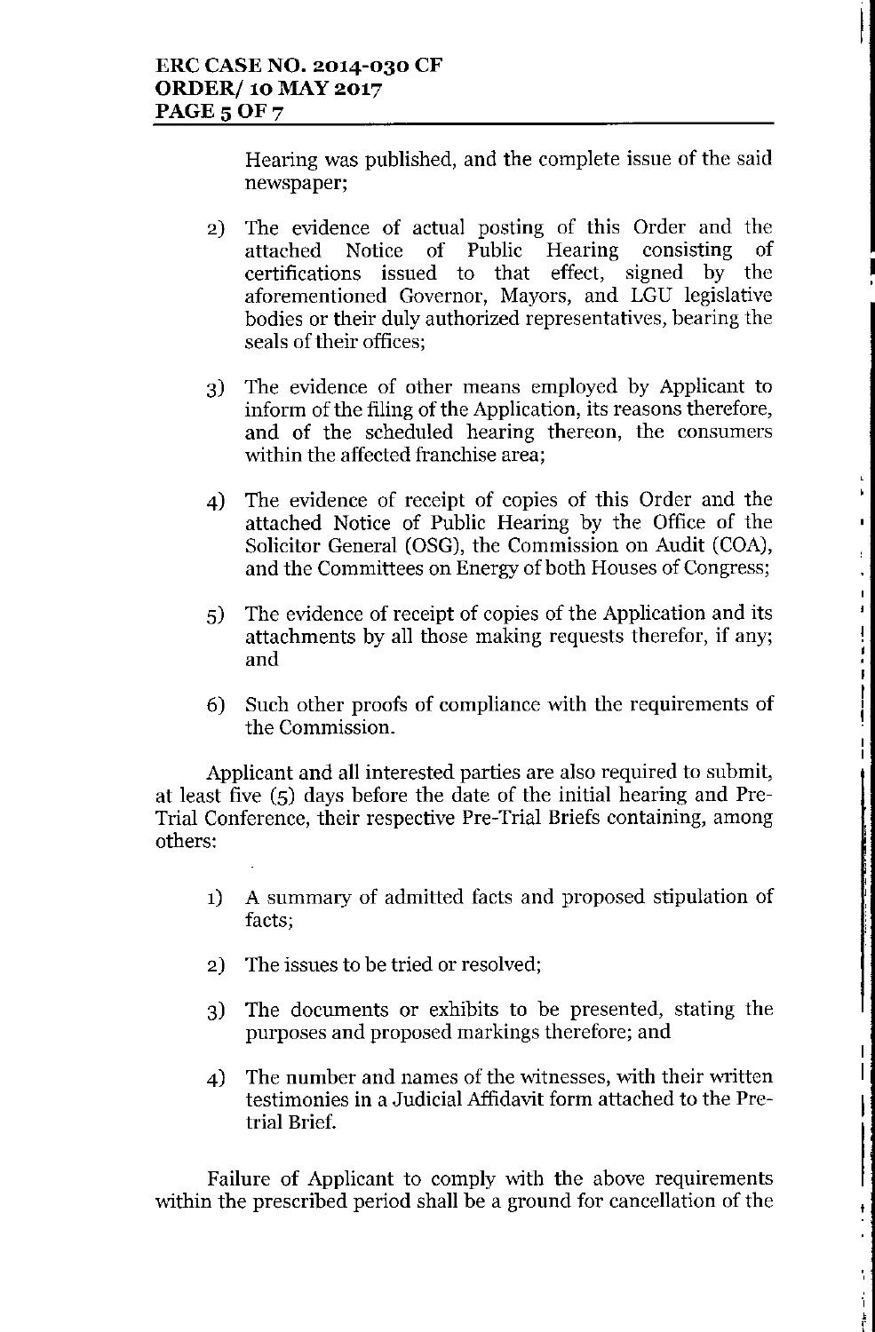Hearing was published, and the complete issue of the said newspaper;

2) The evidence of actual posting of this Order and the attached Notice of Public Hearing consisting of certifications issued to that effect, signed by the aforementioned Governor, Mayors, and LGU legislative bodies or their duly authorized representatives, bearing the seals of their offices;

3) The evidence of other means employed by Applicant to inform of the filing of the Application, its reasons therefore, and of the scheduled hearing thereon, the consumers within the affected franchise area;

4) The evidence of receipt of copies of this Order and the attached Notice of Public Hearing by the Office of the Solicitor General (OSG), the Commission on Audit (COA), and the Committees on Energy of both Houses of Congress;

5) The evidence of receipt of copies of the Application and its attachments by all those making requests therefor, if any; and

6) Such other proofs of compliance with the requirements of the Commission.

Applicant and all interested parties are also required to submit, at least five (5) days before the date of the initial hearing and Pre-Trial Conference, their respective Pre-Trial Briefs containing, among others:

1) A summary of admitted facts and proposed stipulation of facts;

2) The issues to be tried or resolved;

3) The documents or exhibits to be presented, stating the purposes and proposed markings therefore; and

4) The number and names of the witnesses, with their written testimonies in a Judicial Affidavit form attached to the Pre-trial Brief.

Failure of Applicant to comply with the above requirements within the prescribed period shall be a ground for cancellation of the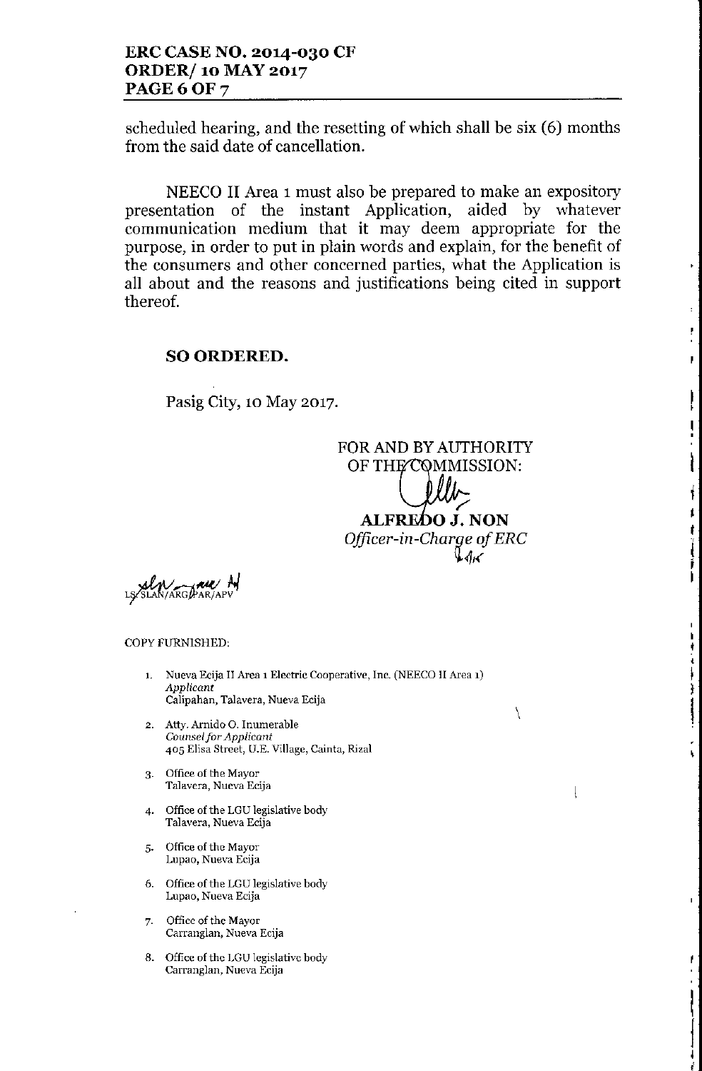scheduled hearing, and the resetting of which shall be six (6) months from the said date of cancellation.

NEECO II Area 1 must also be prepared to make an expository presentation of the instant Application, aided by whatever communication medium that it may deem appropriate for the purpose, in order to put in plain words and explain, for the benefit of the consumers and other concerned parties, what the Application is all about and the reasons and justifications being cited in support thereof.

**SO ORDERED.**

Pasig City, 10 May 2017.

FOR AND BY AUTHORITY
OF THE COMMISSION:

**ALFREDO J. NON**
*Officer-in-Charge of ERC*

LS/SLAN/ARG/PAR/APV

COPY FURNISHED:

1. Nueva Ecija II Area 1 Electric Cooperative, Inc. (NEECO II Area 1)
   *Applicant*
   Calipahan, Talavera, Nueva Ecija

2. Atty. Arnido O. Inumerable
   *Counsel for Applicant*
   405 Elisa Street, U.E. Village, Cainta, Rizal

3. Office of the Mayor
   Talavera, Nueva Ecija

4. Office of the LGU legislative body
   Talavera, Nueva Ecija

5. Office of the Mayor
   Lupao, Nueva Ecija

6. Office of the LGU legislative body
   Lupao, Nueva Ecija

7. Office of the Mayor
   Carranglan, Nueva Ecija

8. Office of the LGU legislative body
   Carranglan, Nueva Ecija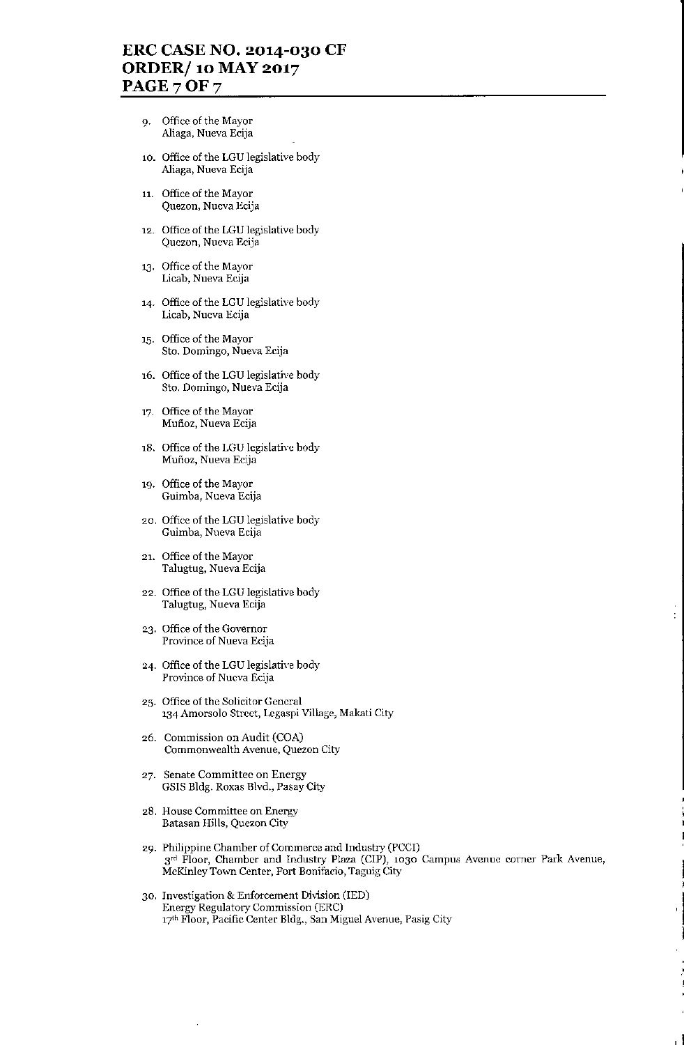9. Office of the Mayor
   Aliaga, Nueva Ecija

10. Office of the LGU legislative body
    Aliaga, Nueva Ecija

11. Office of the Mayor
    Quezon, Nueva Ecija

12. Office of the LGU legislative body
    Quezon, Nueva Ecija

13. Office of the Mayor
    Licab, Nueva Ecija

14. Office of the LGU legislative body
    Licab, Nueva Ecija

15. Office of the Mayor
    Sto. Domingo, Nueva Ecija

16. Office of the LGU legislative body
    Sto. Domingo, Nueva Ecija

17. Office of the Mayor
    Muñoz, Nueva Ecija

18. Office of the LGU legislative body
    Muñoz, Nueva Ecija

19. Office of the Mayor
    Guimba, Nueva Ecija

20. Office of the LGU legislative body
    Guimba, Nueva Ecija

21. Office of the Mayor
    Talugtug, Nueva Ecija

22. Office of the LGU legislative body
    Talugtug, Nueva Ecija

23. Office of the Governor
    Province of Nueva Ecija

24. Office of the LGU legislative body
    Province of Nueva Ecija

25. Office of the Solicitor General
    134 Amorsolo Street, Legaspi Village, Makati City

26. Commission on Audit (COA)
    Commonwealth Avenue, Quezon City

27. Senate Committee on Energy
    GSIS Bldg. Roxas Blvd., Pasay City

28. House Committee on Energy
    Batasan Hills, Quezon City

29. Philippine Chamber of Commerce and Industry (PCCI)
    3rd Floor, Chamber and Industry Plaza (CIP), 1030 Campus Avenue corner Park Avenue, McKinley Town Center, Fort Bonifacio, Taguig City

30. Investigation & Enforcement Division (IED)
    Energy Regulatory Commission (ERC)
    17th Floor, Pacific Center Bldg., San Miguel Avenue, Pasig City